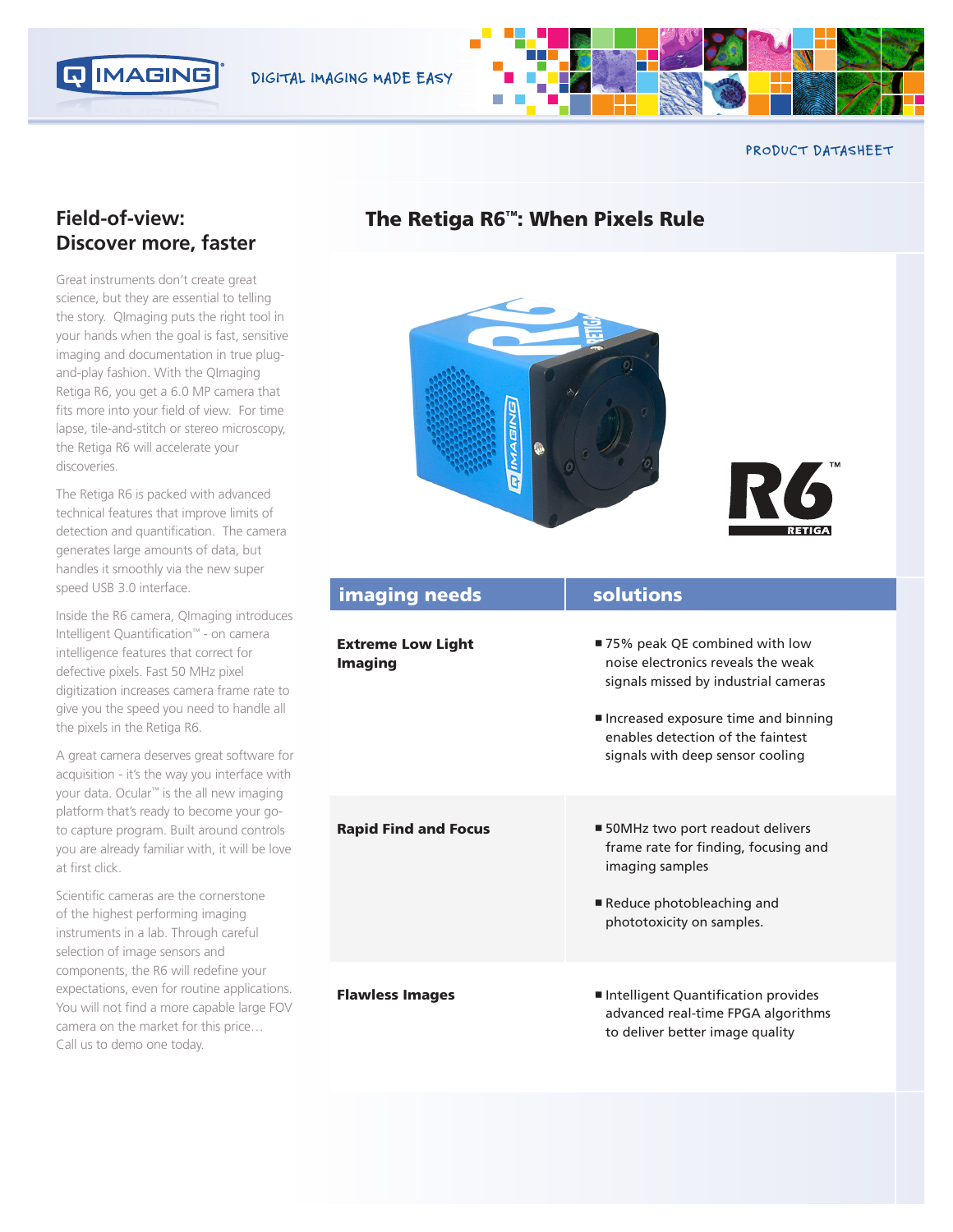DIGITAL IMAGING MADE EASY

PRODUCT DATASHEET

## Field-of-view: Discover more, faster

Great instruments don't create great science, but they are essential to telling the story. QImaging puts the right tool in your hands when the goal is fast, sensitive imaging and documentation in true plug-and-play fashion. With the QImaging Retiga R6, you get a 6.0 MP camera that fits more into your field of view. For time lapse, tile-and-stitch or stereo microscopy, the Retiga R6 will accelerate your discoveries.

The Retiga R6 is packed with advanced technical features that improve limits of detection and quantification. The camera generates large amounts of data, but handles it smoothly via the new super speed USB 3.0 interface.

Inside the R6 camera, QImaging introduces Intelligent Quantification™ - on camera intelligence features that correct for defective pixels. Fast 50 MHz pixel digitization increases camera frame rate to give you the speed you need to handle all the pixels in the Retiga R6.

A great camera deserves great software for acquisition - it's the way you interface with your data. Ocular™ is the all new imaging platform that's ready to become your go-to capture program. Built around controls you are already familiar with, it will be love at first click.

Scientific cameras are the cornerstone of the highest performing imaging instruments in a lab. Through careful selection of image sensors and components, the R6 will redefine your expectations, even for routine applications. You will not find a more capable large FOV camera on the market for this price… Call us to demo one today.

## The Retiga R6™: When Pixels Rule

| imaging needs | solutions |
| --- | --- |
| **Extreme Low Light Imaging** | ▪ 75% peak QE combined with low noise electronics reveals the weak signals missed by industrial cameras<br>▪ Increased exposure time and binning enables detection of the faintest signals with deep sensor cooling |
| **Rapid Find and Focus** | ▪ 50MHz two port readout delivers frame rate for finding, focusing and imaging samples<br>▪ Reduce photobleaching and phototoxicity on samples. |
| **Flawless Images** | ▪ Intelligent Quantification provides advanced real-time FPGA algorithms to deliver better image quality |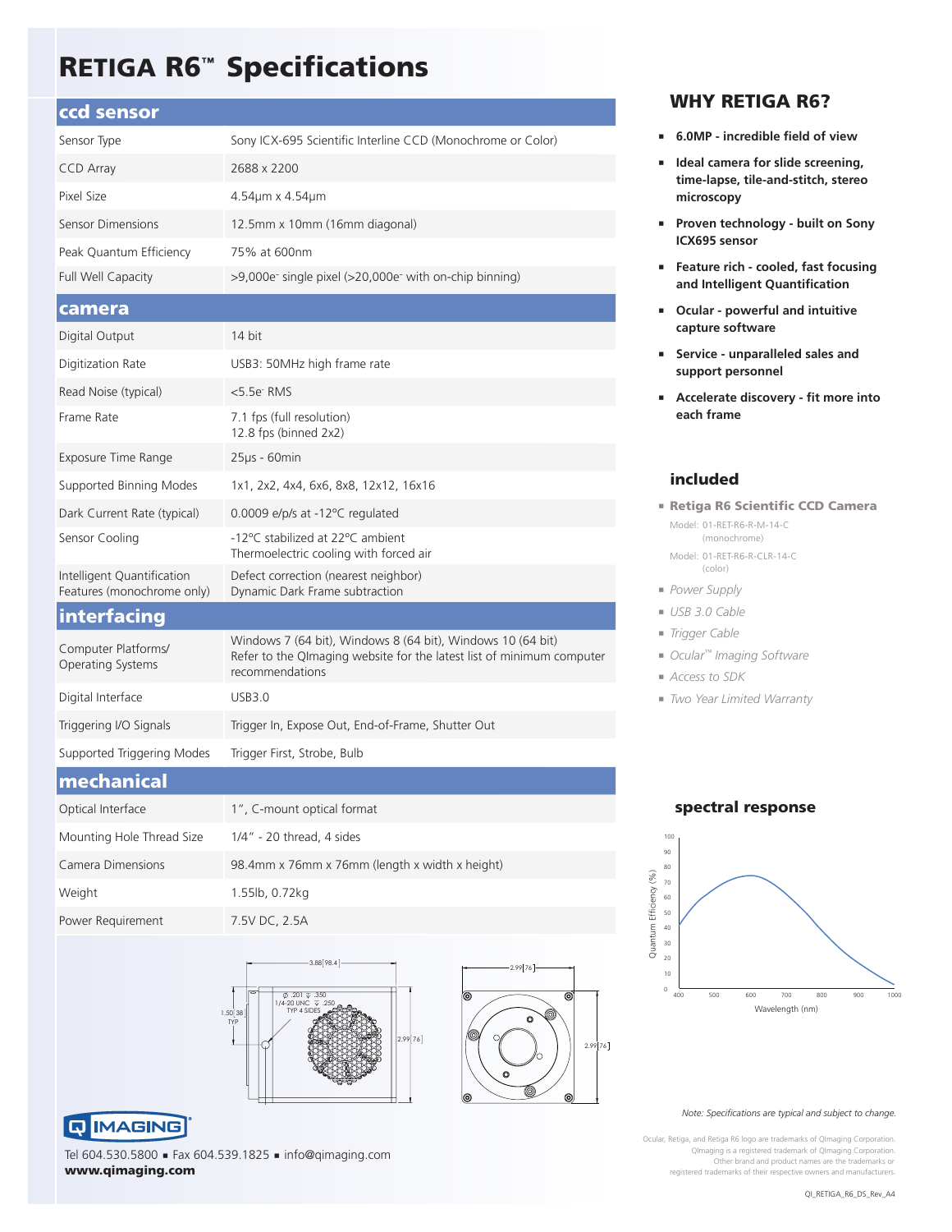# RETIGA R6™ Specifications

## ccd sensor

| | |
|---|---|
| Sensor Type | Sony ICX-695 Scientific Interline CCD (Monochrome or Color) |
| CCD Array | 2688 x 2200 |
| Pixel Size | 4.54µm x 4.54µm |
| Sensor Dimensions | 12.5mm x 10mm (16mm diagonal) |
| Peak Quantum Efficiency | 75% at 600nm |
| Full Well Capacity | >9,000e⁻ single pixel (>20,000e⁻ with on-chip binning) |

## camera

| | |
|---|---|
| Digital Output | 14 bit |
| Digitization Rate | USB3: 50MHz high frame rate |
| Read Noise (typical) | <5.5e⁻ RMS |
| Frame Rate | 7.1 fps (full resolution)<br>12.8 fps (binned 2x2) |
| Exposure Time Range | 25µs - 60min |
| Supported Binning Modes | 1x1, 2x2, 4x4, 6x6, 8x8, 12x12, 16x16 |
| Dark Current Rate (typical) | 0.0009 e/p/s at -12°C regulated |
| Sensor Cooling | -12°C stabilized at 22°C ambient<br>Thermoelectric cooling with forced air |
| Intelligent Quantification Features (monochrome only) | Defect correction (nearest neighbor)<br>Dynamic Dark Frame subtraction |

## interfacing

| | |
|---|---|
| Computer Platforms/ Operating Systems | Windows 7 (64 bit), Windows 8 (64 bit), Windows 10 (64 bit)<br>Refer to the QImaging website for the latest list of minimum computer recommendations |
| Digital Interface | USB3.0 |
| Triggering I/O Signals | Trigger In, Expose Out, End-of-Frame, Shutter Out |
| Supported Triggering Modes | Trigger First, Strobe, Bulb |

## mechanical

| | |
|---|---|
| Optical Interface | 1", C-mount optical format |
| Mounting Hole Thread Size | 1/4" - 20 thread, 4 sides |
| Camera Dimensions | 98.4mm x 76mm x 76mm (length x width x height) |
| Weight | 1.55lb, 0.72kg |
| Power Requirement | 7.5V DC, 2.5A |

3.88[98.4]
1.50[38] TYP
Ø .201 ↧ .350
1/4-20 UNC ↧ .250
TYP 4 SIDES
2.99[76]
2.99[76]
2.99[76]

Tel 604.530.5800 ▪ Fax 604.539.1825 ▪ info@qimaging.com
**www.qimaging.com**

## WHY RETIGA R6?

- **6.0MP - incredible field of view**
- **Ideal camera for slide screening, time-lapse, tile-and-stitch, stereo microscopy**
- **Proven technology - built on Sony ICX695 sensor**
- **Feature rich - cooled, fast focusing and Intelligent Quantification**
- **Ocular - powerful and intuitive capture software**
- **Service - unparalleled sales and support personnel**
- **Accelerate discovery - fit more into each frame**

## included

- **Retiga R6 Scientific CCD Camera**
  Model: 01-RET-R6-R-M-14-C (monochrome)
  Model: 01-RET-R6-R-CLR-14-C (color)
- *Power Supply*
- *USB 3.0 Cable*
- *Trigger Cable*
- *Ocular™ Imaging Software*
- *Access to SDK*
- *Two Year Limited Warranty*

## spectral response

Quantum Efficiency (%)
0 10 20 30 40 50 60 70 80 90 100
400 500 600 700 800 900 1000
Wavelength (nm)

*Note: Specifications are typical and subject to change.*

Ocular, Retiga, and Retiga R6 logo are trademarks of QImaging Corporation. QImaging is a registered trademark of QImaging Corporation. Other brand and product names are the trademarks or registered trademarks of their respective owners and manufacturers.

QI_RETIGA_R6_DS_Rev_A4